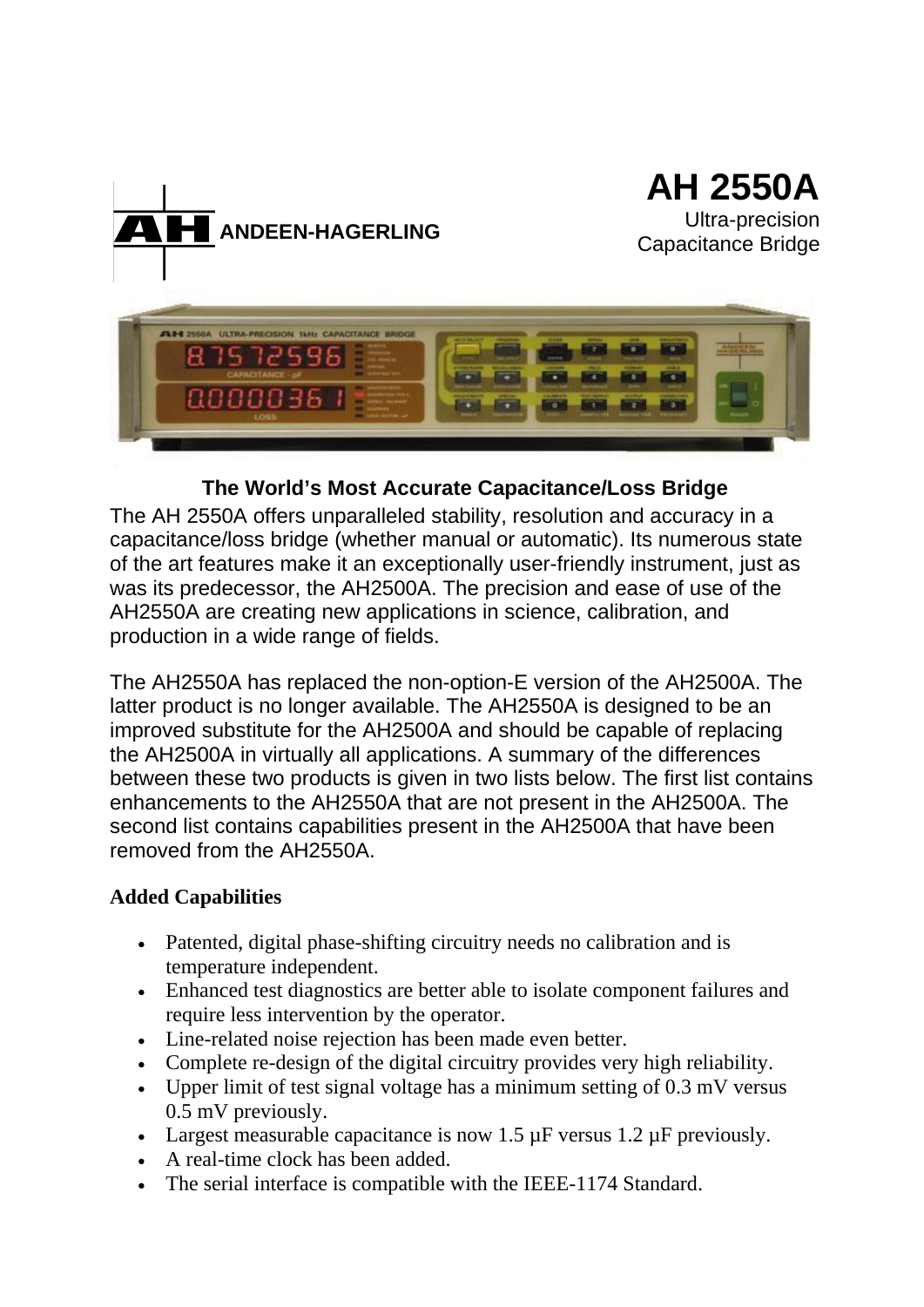ANDEEN-HAGERLING

# AH 2550A

Ultra-precision Capacitance Bridge

## The World's Most Accurate Capacitance/Loss Bridge

The AH 2550A offers unparalleled stability, resolution and accuracy in a capacitance/loss bridge (whether manual or automatic). Its numerous state of the art features make it an exceptionally user-friendly instrument, just as was its predecessor, the AH2500A. The precision and ease of use of the AH2550A are creating new applications in science, calibration, and production in a wide range of fields.

The AH2550A has replaced the non-option-E version of the AH2500A. The latter product is no longer available. The AH2550A is designed to be an improved substitute for the AH2500A and should be capable of replacing the AH2500A in virtually all applications. A summary of the differences between these two products is given in two lists below. The first list contains enhancements to the AH2550A that are not present in the AH2500A. The second list contains capabilities present in the AH2500A that have been removed from the AH2550A.

**Added Capabilities**

- Patented, digital phase-shifting circuitry needs no calibration and is temperature independent.
- Enhanced test diagnostics are better able to isolate component failures and require less intervention by the operator.
- Line-related noise rejection has been made even better.
- Complete re-design of the digital circuitry provides very high reliability.
- Upper limit of test signal voltage has a minimum setting of 0.3 mV versus 0.5 mV previously.
- Largest measurable capacitance is now 1.5 µF versus 1.2 µF previously.
- A real-time clock has been added.
- The serial interface is compatible with the IEEE-1174 Standard.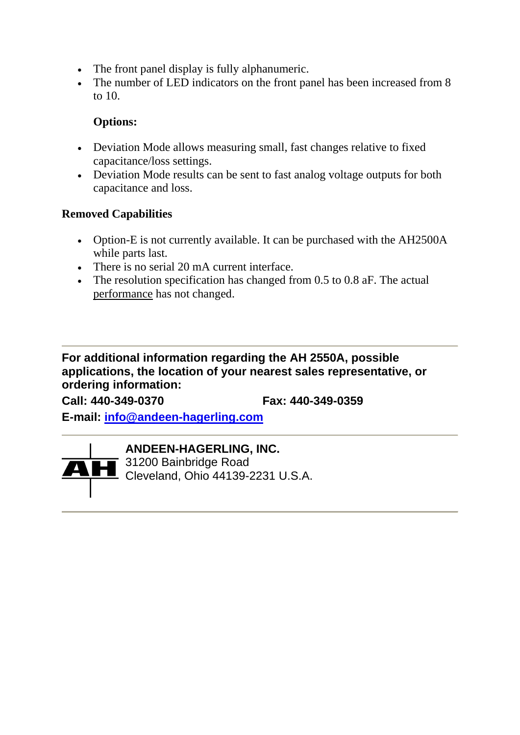- The front panel display is fully alphanumeric.
- The number of LED indicators on the front panel has been increased from 8 to 10.

**Options:**

- Deviation Mode allows measuring small, fast changes relative to fixed capacitance/loss settings.
- Deviation Mode results can be sent to fast analog voltage outputs for both capacitance and loss.

**Removed Capabilities**

- Option-E is not currently available. It can be purchased with the AH2500A while parts last.
- There is no serial 20 mA current interface.
- The resolution specification has changed from 0.5 to 0.8 aF. The actual performance has not changed.

---

**For additional information regarding the AH 2550A, possible applications, the location of your nearest sales representative, or ordering information:**

**Call: 440-349-0370** **Fax: 440-349-0359**

**E-mail: info@andeen-hagerling.com**

---

**ANDEEN-HAGERLING, INC.**
31200 Bainbridge Road
Cleveland, Ohio 44139-2231 U.S.A.